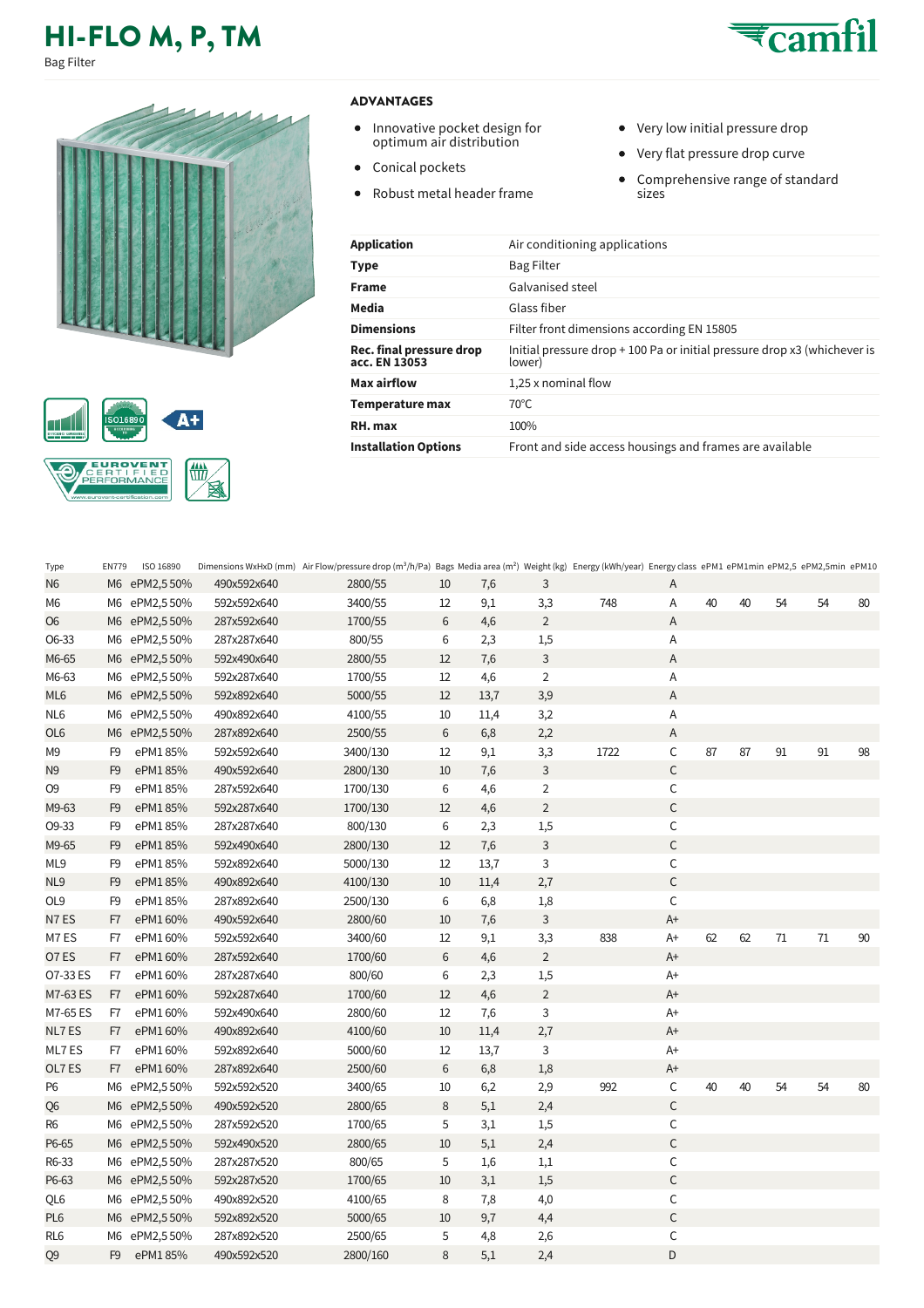# HI-FLO M, P, TM

Bag Filter

## ADVANTAGES

- Innovative pocket design for optimum air distribution
- Conical pockets
- Robust metal header frame
- Very low initial pressure drop
- Very flat pressure drop curve
- Comprehensive range of standard sizes

| | |
|---|---|
| **Application** | Air conditioning applications |
| **Type** | Bag Filter |
| **Frame** | Galvanised steel |
| **Media** | Glass fiber |
| **Dimensions** | Filter front dimensions according EN 15805 |
| **Rec. final pressure drop acc. EN 13053** | Initial pressure drop + 100 Pa or initial pressure drop x3 (whichever is lower) |
| **Max airflow** | 1,25 x nominal flow |
| **Temperature max** | 70°C |
| **RH. max** | 100% |
| **Installation Options** | Front and side access housings and frames are available |

| Type | EN779 | ISO 16890 | Dimensions WxHxD (mm) | Air Flow/pressure drop (m³/h/Pa) | Bags | Media area (m²) | Weight (kg) | Energy (kWh/year) | Energy class | ePM1 | ePM1min | ePM2,5 | ePM2,5min | ePM10 |
|---|---|---|---|---|---|---|---|---|---|---|---|---|---|---|
| N6 | M6 | ePM2,5 50% | 490x592x640 | 2800/55 | 10 | 7,6 | 3 | | A | | | | | |
| M6 | M6 | ePM2,5 50% | 592x592x640 | 3400/55 | 12 | 9,1 | 3,3 | 748 | A | 40 | 40 | 54 | 54 | 80 |
| O6 | M6 | ePM2,5 50% | 287x592x640 | 1700/55 | 6 | 4,6 | 2 | | A | | | | | |
| O6-33 | M6 | ePM2,5 50% | 287x287x640 | 800/55 | 6 | 2,3 | 1,5 | | A | | | | | |
| M6-65 | M6 | ePM2,5 50% | 592x490x640 | 2800/55 | 12 | 7,6 | 3 | | A | | | | | |
| M6-63 | M6 | ePM2,5 50% | 592x287x640 | 1700/55 | 12 | 4,6 | 2 | | A | | | | | |
| ML6 | M6 | ePM2,5 50% | 592x892x640 | 5000/55 | 12 | 13,7 | 3,9 | | A | | | | | |
| NL6 | M6 | ePM2,5 50% | 490x892x640 | 4100/55 | 10 | 11,4 | 3,2 | | A | | | | | |
| OL6 | M6 | ePM2,5 50% | 287x892x640 | 2500/55 | 6 | 6,8 | 2,2 | | A | | | | | |
| M9 | F9 | ePM1 85% | 592x592x640 | 3400/130 | 12 | 9,1 | 3,3 | 1722 | C | 87 | 87 | 91 | 91 | 98 |
| N9 | F9 | ePM1 85% | 490x592x640 | 2800/130 | 10 | 7,6 | 3 | | C | | | | | |
| O9 | F9 | ePM1 85% | 287x592x640 | 1700/130 | 6 | 4,6 | 2 | | C | | | | | |
| M9-63 | F9 | ePM1 85% | 592x287x640 | 1700/130 | 12 | 4,6 | 2 | | C | | | | | |
| O9-33 | F9 | ePM1 85% | 287x287x640 | 800/130 | 6 | 2,3 | 1,5 | | C | | | | | |
| M9-65 | F9 | ePM1 85% | 592x490x640 | 2800/130 | 12 | 7,6 | 3 | | C | | | | | |
| ML9 | F9 | ePM1 85% | 592x892x640 | 5000/130 | 12 | 13,7 | 3 | | C | | | | | |
| NL9 | F9 | ePM1 85% | 490x892x640 | 4100/130 | 10 | 11,4 | 2,7 | | C | | | | | |
| OL9 | F9 | ePM1 85% | 287x892x640 | 2500/130 | 6 | 6,8 | 1,8 | | C | | | | | |
| N7 ES | F7 | ePM1 60% | 490x592x640 | 2800/60 | 10 | 7,6 | 3 | | A+ | | | | | |
| M7 ES | F7 | ePM1 60% | 592x592x640 | 3400/60 | 12 | 9,1 | 3,3 | 838 | A+ | 62 | 62 | 71 | 71 | 90 |
| O7 ES | F7 | ePM1 60% | 287x592x640 | 1700/60 | 6 | 4,6 | 2 | | A+ | | | | | |
| O7-33 ES | F7 | ePM1 60% | 287x287x640 | 800/60 | 6 | 2,3 | 1,5 | | A+ | | | | | |
| M7-63 ES | F7 | ePM1 60% | 592x287x640 | 1700/60 | 12 | 4,6 | 2 | | A+ | | | | | |
| M7-65 ES | F7 | ePM1 60% | 592x490x640 | 2800/60 | 12 | 7,6 | 3 | | A+ | | | | | |
| NL7 ES | F7 | ePM1 60% | 490x892x640 | 4100/60 | 10 | 11,4 | 2,7 | | A+ | | | | | |
| ML7 ES | F7 | ePM1 60% | 592x892x640 | 5000/60 | 12 | 13,7 | 3 | | A+ | | | | | |
| OL7 ES | F7 | ePM1 60% | 287x892x640 | 2500/60 | 6 | 6,8 | 1,8 | | A+ | | | | | |
| P6 | M6 | ePM2,5 50% | 592x592x520 | 3400/65 | 10 | 6,2 | 2,9 | 992 | C | 40 | 40 | 54 | 54 | 80 |
| Q6 | M6 | ePM2,5 50% | 490x592x520 | 2800/65 | 8 | 5,1 | 2,4 | | C | | | | | |
| R6 | M6 | ePM2,5 50% | 287x592x520 | 1700/65 | 5 | 3,1 | 1,5 | | C | | | | | |
| P6-65 | M6 | ePM2,5 50% | 592x490x520 | 2800/65 | 10 | 5,1 | 2,4 | | C | | | | | |
| R6-33 | M6 | ePM2,5 50% | 287x287x520 | 800/65 | 5 | 1,6 | 1,1 | | C | | | | | |
| P6-63 | M6 | ePM2,5 50% | 592x287x520 | 1700/65 | 10 | 3,1 | 1,5 | | C | | | | | |
| QL6 | M6 | ePM2,5 50% | 490x892x520 | 4100/65 | 8 | 7,8 | 4,0 | | C | | | | | |
| PL6 | M6 | ePM2,5 50% | 592x892x520 | 5000/65 | 10 | 9,7 | 4,4 | | C | | | | | |
| RL6 | M6 | ePM2,5 50% | 287x892x520 | 2500/65 | 5 | 4,8 | 2,6 | | C | | | | | |
| Q9 | F9 | ePM1 85% | 490x592x520 | 2800/160 | 8 | 5,1 | 2,4 | | D | | | | | |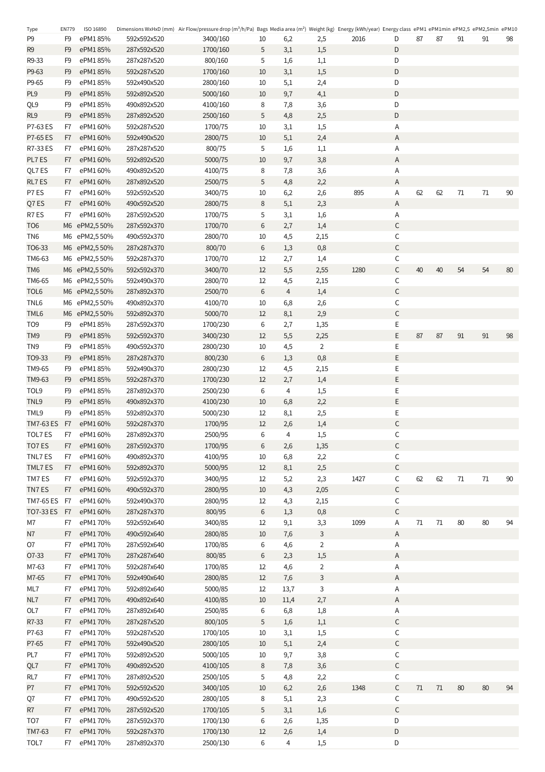| Type | EN779 | ISO 16890 | Dimensions WxHxD (mm) | Air Flow/pressure drop ($m^3$/h/Pa) | Bags | Media area ($m^2$) | Weight (kg) | Energy (kWh/year) | Energy class | ePM1 | ePM1min | ePM2,5 | ePM2,5min | ePM10 |
|---|---|---|---|---|---|---|---|---|---|---|---|---|---|---|
| P9 | F9 | ePM1 85% | 592x592x520 | 3400/160 | 10 | 6,2 | 2,5 | 2016 | D | 87 | 87 | 91 | 91 | 98 |
| R9 | F9 | ePM1 85% | 287x592x520 | 1700/160 | 5 | 3,1 | 1,5 | | D | | | | | |
| R9-33 | F9 | ePM1 85% | 287x287x520 | 800/160 | 5 | 1,6 | 1,1 | | D | | | | | |
| P9-63 | F9 | ePM1 85% | 592x287x520 | 1700/160 | 10 | 3,1 | 1,5 | | D | | | | | |
| P9-65 | F9 | ePM1 85% | 592x490x520 | 2800/160 | 10 | 5,1 | 2,4 | | D | | | | | |
| PL9 | F9 | ePM1 85% | 592x892x520 | 5000/160 | 10 | 9,7 | 4,1 | | D | | | | | |
| QL9 | F9 | ePM1 85% | 490x892x520 | 4100/160 | 8 | 7,8 | 3,6 | | D | | | | | |
| RL9 | F9 | ePM1 85% | 287x892x520 | 2500/160 | 5 | 4,8 | 2,5 | | D | | | | | |
| P7-63 ES | F7 | ePM1 60% | 592x287x520 | 1700/75 | 10 | 3,1 | 1,5 | | A | | | | | |
| P7-65 ES | F7 | ePM1 60% | 592x490x520 | 2800/75 | 10 | 5,1 | 2,4 | | A | | | | | |
| R7-33 ES | F7 | ePM1 60% | 287x287x520 | 800/75 | 5 | 1,6 | 1,1 | | A | | | | | |
| PL7 ES | F7 | ePM1 60% | 592x892x520 | 5000/75 | 10 | 9,7 | 3,8 | | A | | | | | |
| QL7 ES | F7 | ePM1 60% | 490x892x520 | 4100/75 | 8 | 7,8 | 3,6 | | A | | | | | |
| RL7 ES | F7 | ePM1 60% | 287x892x520 | 2500/75 | 5 | 4,8 | 2,2 | | A | | | | | |
| P7 ES | F7 | ePM1 60% | 592x592x520 | 3400/75 | 10 | 6,2 | 2,6 | 895 | A | 62 | 62 | 71 | 71 | 90 |
| Q7 ES | F7 | ePM1 60% | 490x592x520 | 2800/75 | 8 | 5,1 | 2,3 | | A | | | | | |
| R7 ES | F7 | ePM1 60% | 287x592x520 | 1700/75 | 5 | 3,1 | 1,6 | | A | | | | | |
| TO6 | M6 | ePM2,5 50% | 287x592x370 | 1700/70 | 6 | 2,7 | 1,4 | | C | | | | | |
| TN6 | M6 | ePM2,5 50% | 490x592x370 | 2800/70 | 10 | 4,5 | 2,15 | | C | | | | | |
| TO6-33 | M6 | ePM2,5 50% | 287x287x370 | 800/70 | 6 | 1,3 | 0,8 | | C | | | | | |
| TM6-63 | M6 | ePM2,5 50% | 592x287x370 | 1700/70 | 12 | 2,7 | 1,4 | | C | | | | | |
| TM6 | M6 | ePM2,5 50% | 592x592x370 | 3400/70 | 12 | 5,5 | 2,55 | 1280 | C | 40 | 40 | 54 | 54 | 80 |
| TM6-65 | M6 | ePM2,5 50% | 592x490x370 | 2800/70 | 12 | 4,5 | 2,15 | | C | | | | | |
| TOL6 | M6 | ePM2,5 50% | 287x892x370 | 2500/70 | 6 | 4 | 1,4 | | C | | | | | |
| TNL6 | M6 | ePM2,5 50% | 490x892x370 | 4100/70 | 10 | 6,8 | 2,6 | | C | | | | | |
| TML6 | M6 | ePM2,5 50% | 592x892x370 | 5000/70 | 12 | 8,1 | 2,9 | | C | | | | | |
| TO9 | F9 | ePM1 85% | 287x592x370 | 1700/230 | 6 | 2,7 | 1,35 | | E | | | | | |
| TM9 | F9 | ePM1 85% | 592x592x370 | 3400/230 | 12 | 5,5 | 2,25 | | E | 87 | 87 | 91 | 91 | 98 |
| TN9 | F9 | ePM1 85% | 490x592x370 | 2800/230 | 10 | 4,5 | 2 | | E | | | | | |
| TO9-33 | F9 | ePM1 85% | 287x287x370 | 800/230 | 6 | 1,3 | 0,8 | | E | | | | | |
| TM9-65 | F9 | ePM1 85% | 592x490x370 | 2800/230 | 12 | 4,5 | 2,15 | | E | | | | | |
| TM9-63 | F9 | ePM1 85% | 592x287x370 | 1700/230 | 12 | 2,7 | 1,4 | | E | | | | | |
| TOL9 | F9 | ePM1 85% | 287x892x370 | 2500/230 | 6 | 4 | 1,5 | | E | | | | | |
| TNL9 | F9 | ePM1 85% | 490x892x370 | 4100/230 | 10 | 6,8 | 2,2 | | E | | | | | |
| TML9 | F9 | ePM1 85% | 592x892x370 | 5000/230 | 12 | 8,1 | 2,5 | | E | | | | | |
| TM7-63 ES | F7 | ePM1 60% | 592x287x370 | 1700/95 | 12 | 2,6 | 1,4 | | C | | | | | |
| TOL7 ES | F7 | ePM1 60% | 287x892x370 | 2500/95 | 6 | 4 | 1,5 | | C | | | | | |
| TO7 ES | F7 | ePM1 60% | 287x592x370 | 1700/95 | 6 | 2,6 | 1,35 | | C | | | | | |
| TNL7 ES | F7 | ePM1 60% | 490x892x370 | 4100/95 | 10 | 6,8 | 2,2 | | C | | | | | |
| TML7 ES | F7 | ePM1 60% | 592x892x370 | 5000/95 | 12 | 8,1 | 2,5 | | C | | | | | |
| TM7 ES | F7 | ePM1 60% | 592x592x370 | 3400/95 | 12 | 5,2 | 2,3 | 1427 | C | 62 | 62 | 71 | 71 | 90 |
| TN7 ES | F7 | ePM1 60% | 490x592x370 | 2800/95 | 10 | 4,3 | 2,05 | | C | | | | | |
| TM7-65 ES | F7 | ePM1 60% | 592x490x370 | 2800/95 | 12 | 4,3 | 2,15 | | C | | | | | |
| TO7-33 ES | F7 | ePM1 60% | 287x287x370 | 800/95 | 6 | 1,3 | 0,8 | | C | | | | | |
| M7 | F7 | ePM1 70% | 592x592x640 | 3400/85 | 12 | 9,1 | 3,3 | 1099 | A | 71 | 71 | 80 | 80 | 94 |
| N7 | F7 | ePM1 70% | 490x592x640 | 2800/85 | 10 | 7,6 | 3 | | A | | | | | |
| O7 | F7 | ePM1 70% | 287x592x640 | 1700/85 | 6 | 4,6 | 2 | | A | | | | | |
| O7-33 | F7 | ePM1 70% | 287x287x640 | 800/85 | 6 | 2,3 | 1,5 | | A | | | | | |
| M7-63 | F7 | ePM1 70% | 592x287x640 | 1700/85 | 12 | 4,6 | 2 | | A | | | | | |
| M7-65 | F7 | ePM1 70% | 592x490x640 | 2800/85 | 12 | 7,6 | 3 | | A | | | | | |
| ML7 | F7 | ePM1 70% | 592x892x640 | 5000/85 | 12 | 13,7 | 3 | | A | | | | | |
| NL7 | F7 | ePM1 70% | 490x892x640 | 4100/85 | 10 | 11,4 | 2,7 | | A | | | | | |
| OL7 | F7 | ePM1 70% | 287x892x640 | 2500/85 | 6 | 6,8 | 1,8 | | A | | | | | |
| R7-33 | F7 | ePM1 70% | 287x287x520 | 800/105 | 5 | 1,6 | 1,1 | | C | | | | | |
| P7-63 | F7 | ePM1 70% | 592x287x520 | 1700/105 | 10 | 3,1 | 1,5 | | C | | | | | |
| P7-65 | F7 | ePM1 70% | 592x490x520 | 2800/105 | 10 | 5,1 | 2,4 | | C | | | | | |
| PL7 | F7 | ePM1 70% | 592x892x520 | 5000/105 | 10 | 9,7 | 3,8 | | C | | | | | |
| QL7 | F7 | ePM1 70% | 490x892x520 | 4100/105 | 8 | 7,8 | 3,6 | | C | | | | | |
| RL7 | F7 | ePM1 70% | 287x892x520 | 2500/105 | 5 | 4,8 | 2,2 | | C | | | | | |
| P7 | F7 | ePM1 70% | 592x592x520 | 3400/105 | 10 | 6,2 | 2,6 | 1348 | C | 71 | 71 | 80 | 80 | 94 |
| Q7 | F7 | ePM1 70% | 490x592x520 | 2800/105 | 8 | 5,1 | 2,3 | | C | | | | | |
| R7 | F7 | ePM1 70% | 287x592x520 | 1700/105 | 5 | 3,1 | 1,6 | | C | | | | | |
| TO7 | F7 | ePM1 70% | 287x592x370 | 1700/130 | 6 | 2,6 | 1,35 | | D | | | | | |
| TM7-63 | F7 | ePM1 70% | 592x287x370 | 1700/130 | 12 | 2,6 | 1,4 | | D | | | | | |
| TOL7 | F7 | ePM1 70% | 287x892x370 | 2500/130 | 6 | 4 | 1,5 | | D | | | | | |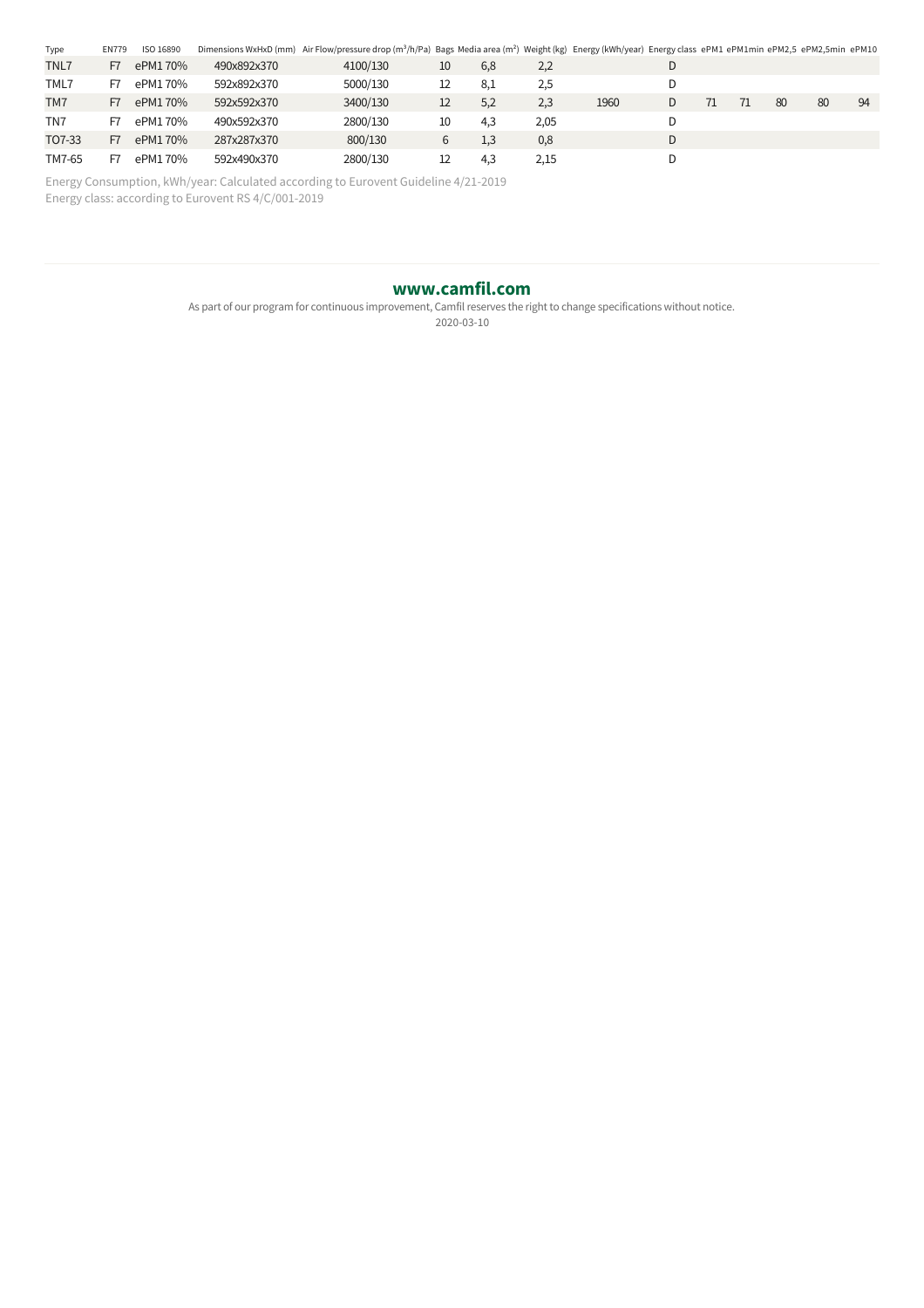| Type | EN779 | ISO 16890 | Dimensions WxHxD (mm) | Air Flow/pressure drop ($m^3$/h/Pa) | Bags | Media area ($m^2$) | Weight (kg) | Energy (kWh/year) | Energy class | ePM1 | ePM1min | ePM2,5 | ePM2,5min | ePM10 |
|---|---|---|---|---|---|---|---|---|---|---|---|---|---|---|
| TNL7 | F7 | ePM1 70% | 490x892x370 | 4100/130 | 10 | 6,8 | 2,2 | | D | | | | | |
| TML7 | F7 | ePM1 70% | 592x892x370 | 5000/130 | 12 | 8,1 | 2,5 | | D | | | | | |
| TM7 | F7 | ePM1 70% | 592x592x370 | 3400/130 | 12 | 5,2 | 2,3 | 1960 | D | 71 | 71 | 80 | 80 | 94 |
| TN7 | F7 | ePM1 70% | 490x592x370 | 2800/130 | 10 | 4,3 | 2,05 | | D | | | | | |
| TO7-33 | F7 | ePM1 70% | 287x287x370 | 800/130 | 6 | 1,3 | 0,8 | | D | | | | | |
| TM7-65 | F7 | ePM1 70% | 592x490x370 | 2800/130 | 12 | 4,3 | 2,15 | | D | | | | | |

Energy Consumption, kWh/year: Calculated according to Eurovent Guideline 4/21-2019

Energy class: according to Eurovent RS 4/C/001-2019

**www.camfil.com**

As part of our program for continuous improvement, Camfil reserves the right to change specifications without notice.

2020-03-10